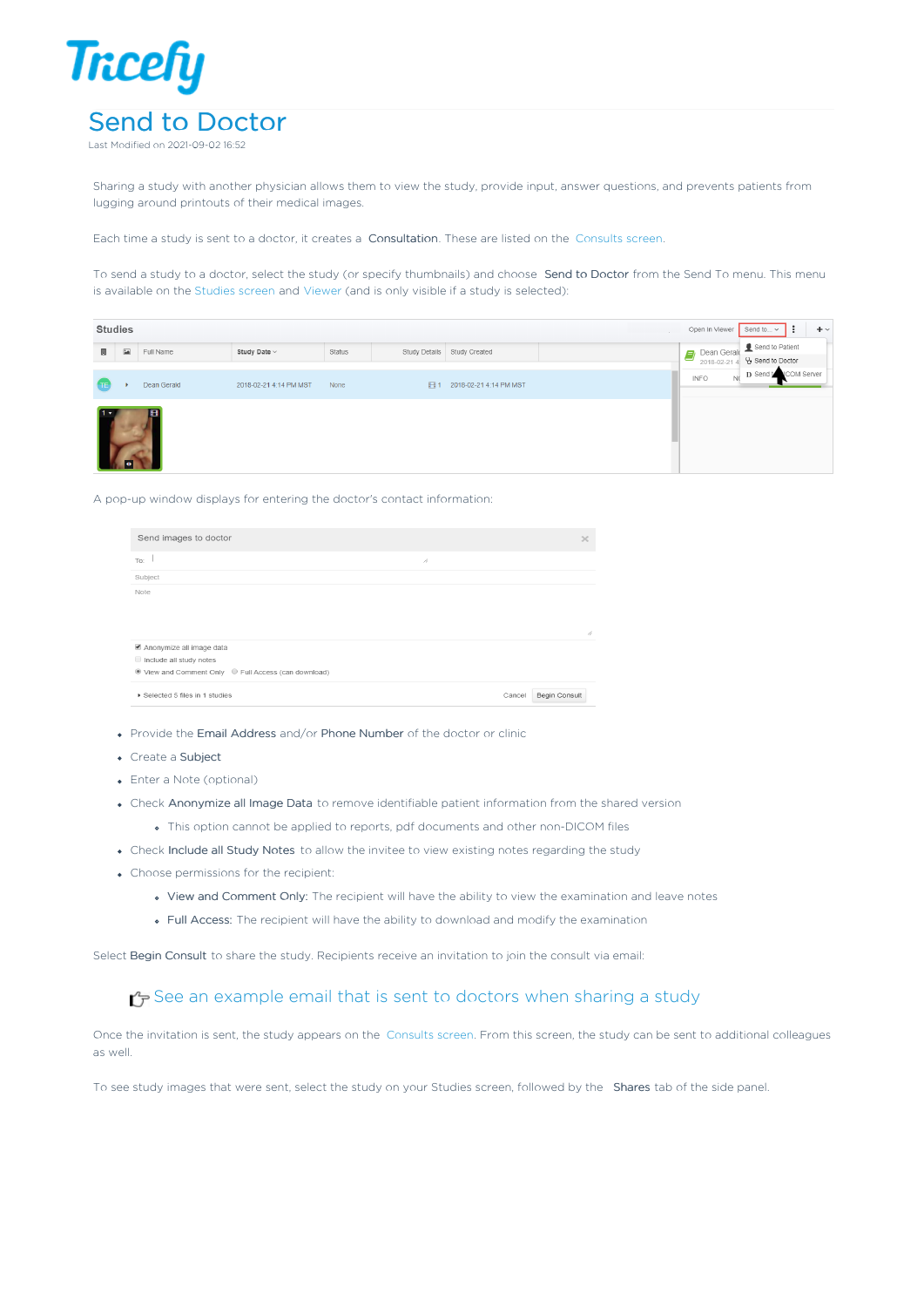# Send to Doctor

Last Modified on 2021-09-02 16:52

Sharing a study with another physician allows them to view the study, provide input, answer questions, and prevents patients from lugging around printouts of their medical images.

Each time a study is sent to a doctor, it creates a **Consultation**. These are listed on the Consults screen.

To send a study to a doctor, select the study (or specify thumbnails) and choose **Send to Doctor** from the Send To menu. This menu is available on the Studies screen and Viewer (and is only visible if a study is selected):

A pop-up window displays for entering the doctor's contact information:

- Provide the **Email Address** and/or **Phone Number** of the doctor or clinic
- Create a **Subject**
- Enter a Note (optional)
- Check **Anonymize all Image Data** to remove identifiable patient information from the shared version
  - This option cannot be applied to reports, pdf documents and other non-DICOM files
- Check **Include all Study Notes** to allow the invitee to view existing notes regarding the study
- Choose permissions for the recipient:
  - **View and Comment Only:** The recipient will have the ability to view the examination and leave notes
  - **Full Access:** The recipient will have the ability to download and modify the examination

Select **Begin Consult** to share the study. Recipients receive an invitation to join the consult via email:

☞ See an example email that is sent to doctors when sharing a study

Once the invitation is sent, the study appears on the Consults screen. From this screen, the study can be sent to additional colleagues as well.

To see study images that were sent, select the study on your Studies screen, followed by the **Shares** tab of the side panel.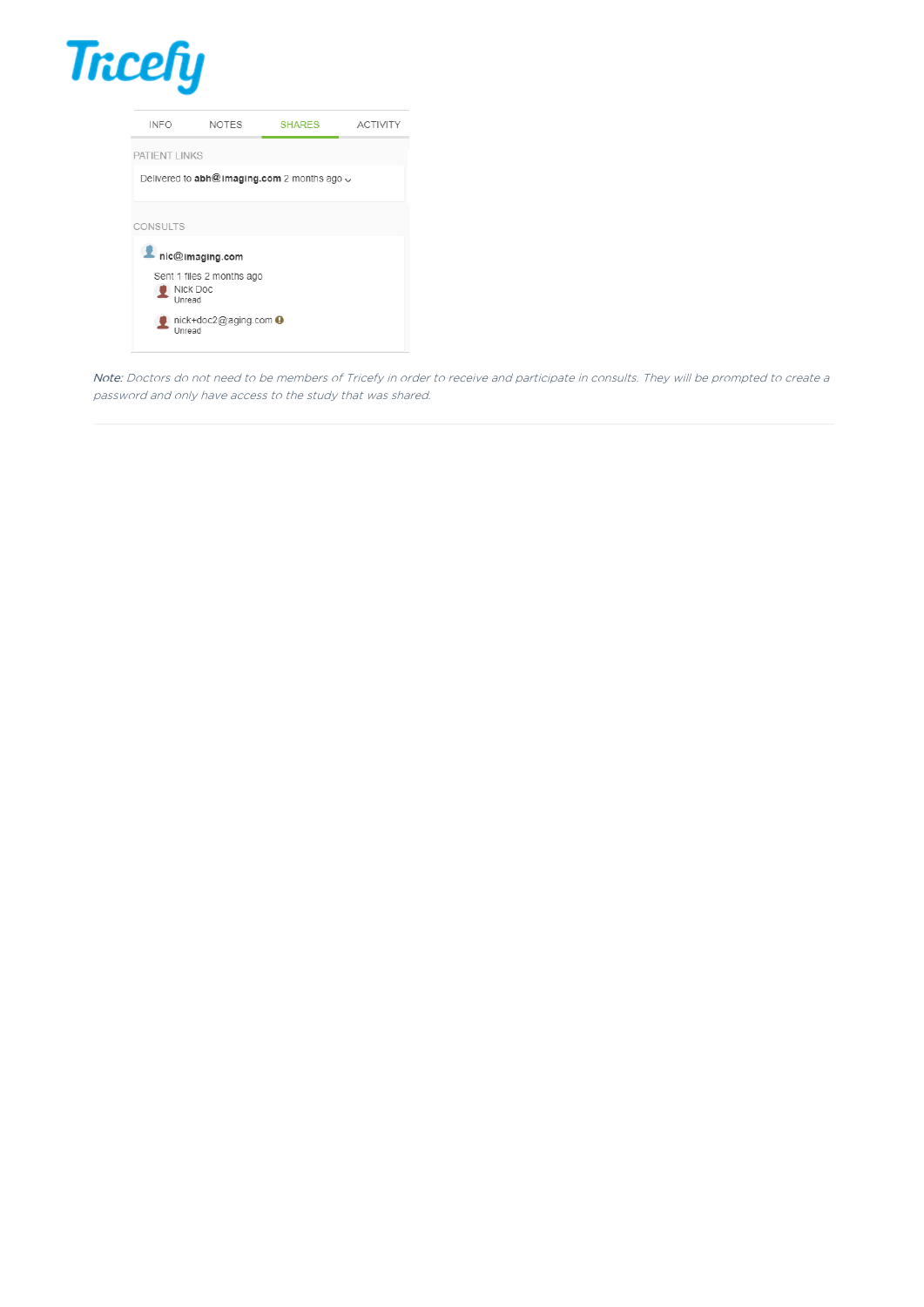INFO NOTES SHARES ACTIVITY

PATIENT LINKS

Delivered to **abh@imaging.com** 2 months ago

CONSULTS

**nic@imaging.com**

Sent 1 files 2 months ago

Nick Doc
Unread

nick+doc2@aging.com
Unread

*Note: Doctors do not need to be members of Tricefy in order to receive and participate in consults. They will be prompted to create a password and only have access to the study that was shared.*

---